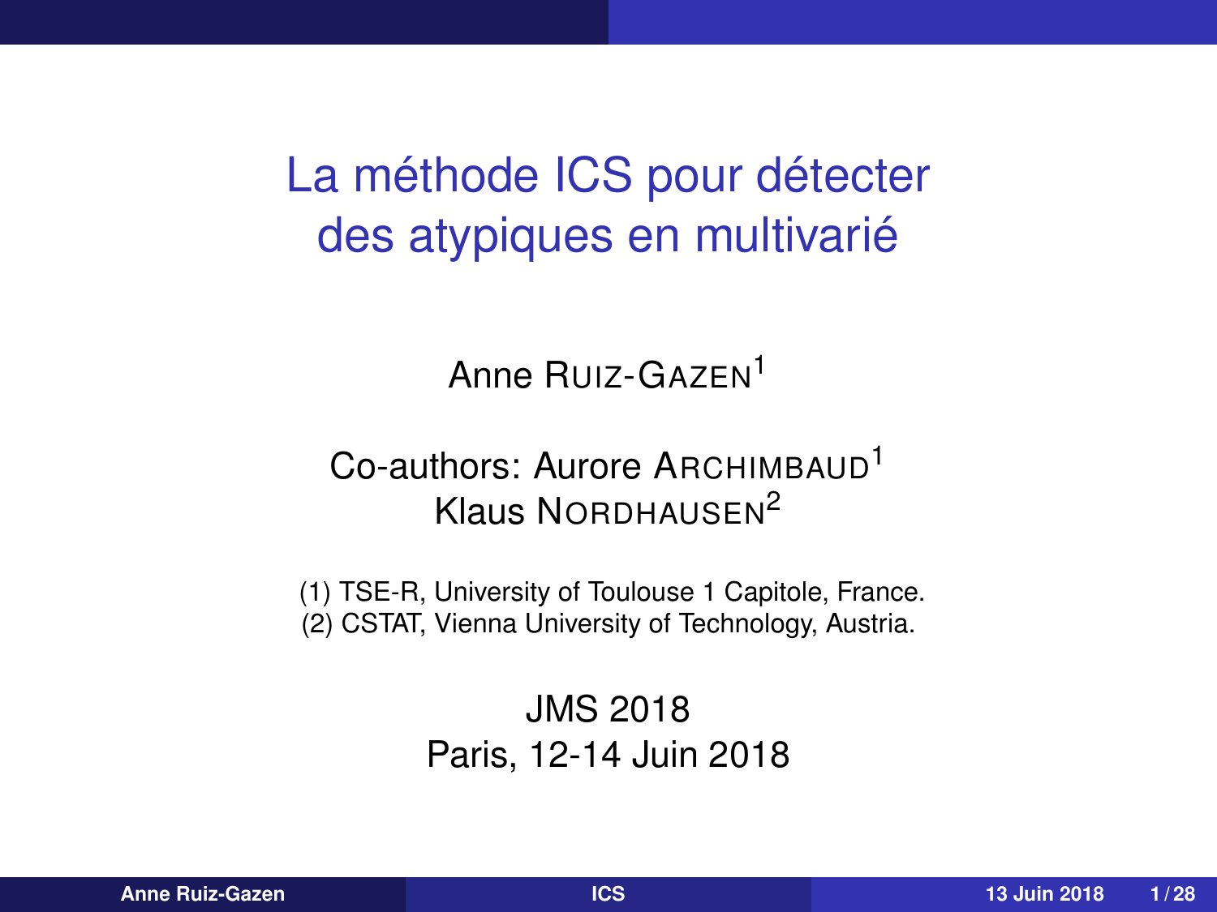# La méthode ICS pour détecter des atypiques en multivarié

Anne Ruiz-Gazen[1]

Co-authors: Aurore Archimbaud[1]
Klaus Nordhausen[2]

(1) TSE-R, University of Toulouse 1 Capitole, France.
(2) CSTAT, Vienna University of Technology, Austria.

JMS 2018
Paris, 12-14 Juin 2018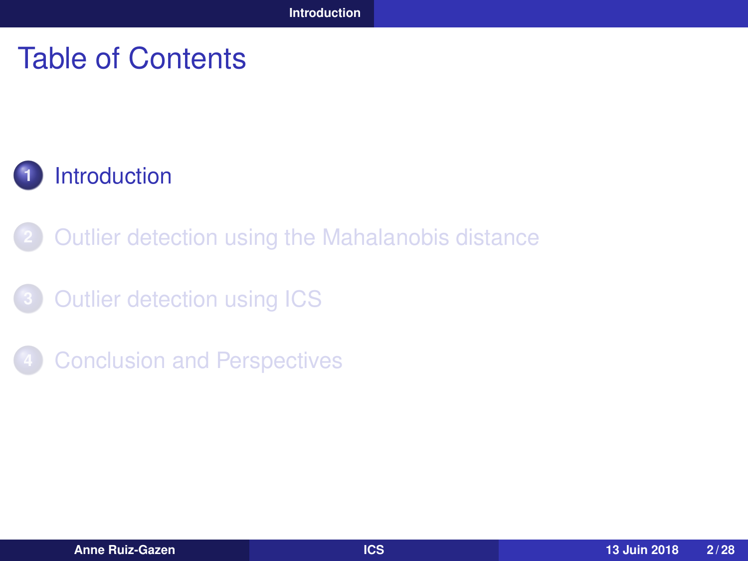# Table of Contents

1. Introduction
2. Outlier detection using the Mahalanobis distance
3. Outlier detection using ICS
4. Conclusion and Perspectives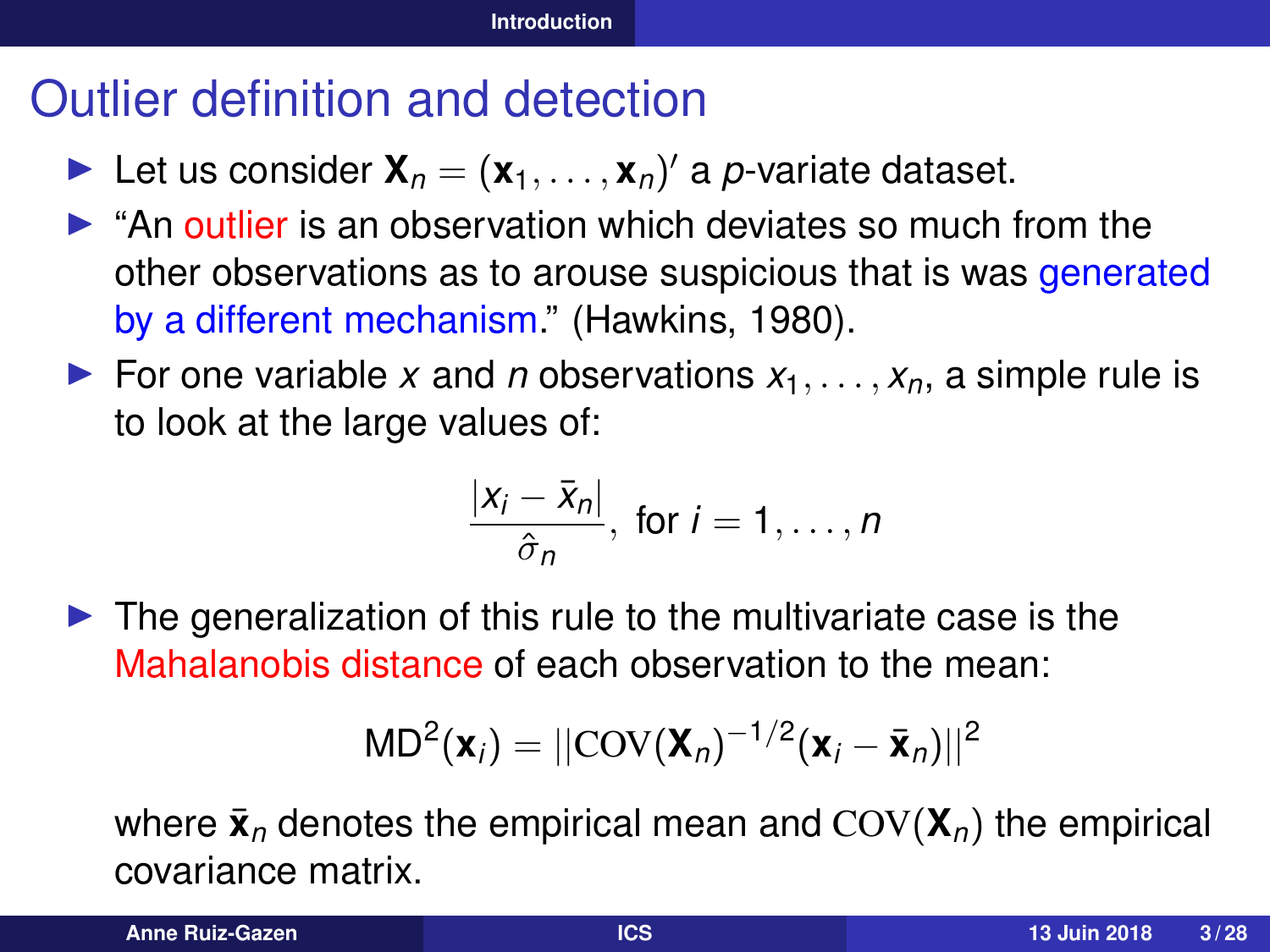# Outlier definition and detection

- Let us consider $\mathbf{X}_n = (\mathbf{x}_1, \ldots, \mathbf{x}_n)'$ a $p$-variate dataset.
- "An outlier is an observation which deviates so much from the other observations as to arouse suspicious that is was generated by a different mechanism." (Hawkins, 1980).
- For one variable $x$ and $n$ observations $x_1, \ldots, x_n$, a simple rule is to look at the large values of:

$$\frac{|x_i - \bar{x}_n|}{\hat{\sigma}_n}, \text{ for } i = 1, \ldots, n$$

- The generalization of this rule to the multivariate case is the Mahalanobis distance of each observation to the mean:

$$\text{MD}^2(\mathbf{x}_i) = ||\text{COV}(\mathbf{X}_n)^{-1/2}(\mathbf{x}_i - \bar{\mathbf{x}}_n)||^2$$

  where $\bar{\mathbf{x}}_n$ denotes the empirical mean and $\text{COV}(\mathbf{X}_n)$ the empirical covariance matrix.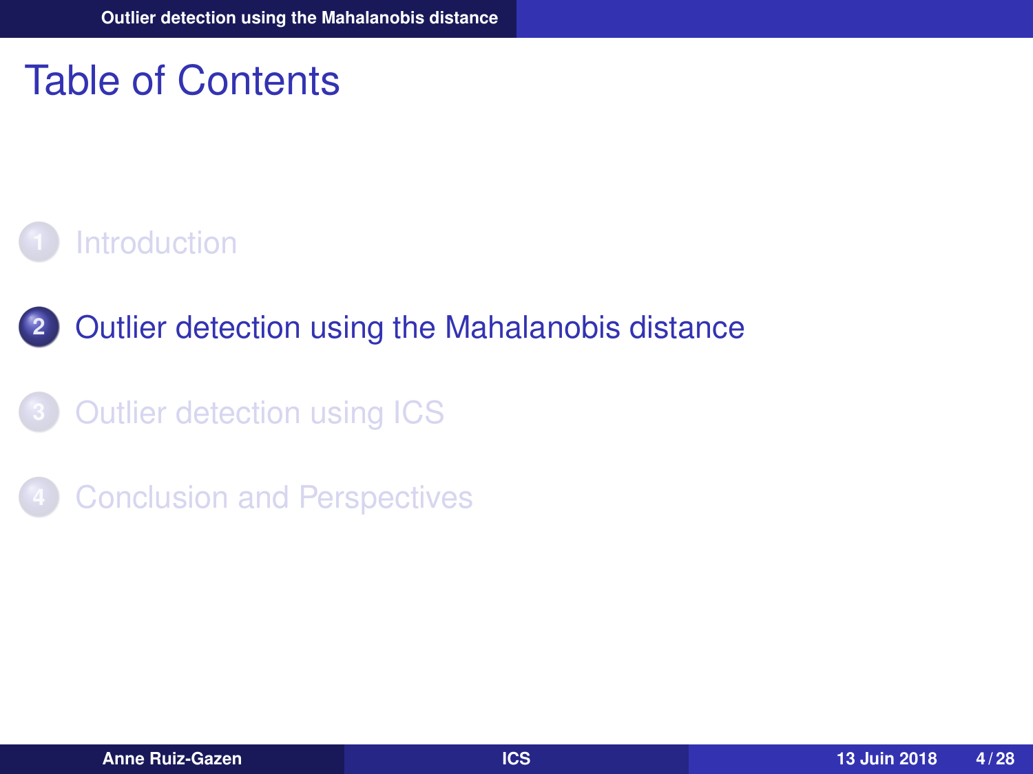# Table of Contents

1. Introduction
2. Outlier detection using the Mahalanobis distance
3. Outlier detection using ICS
4. Conclusion and Perspectives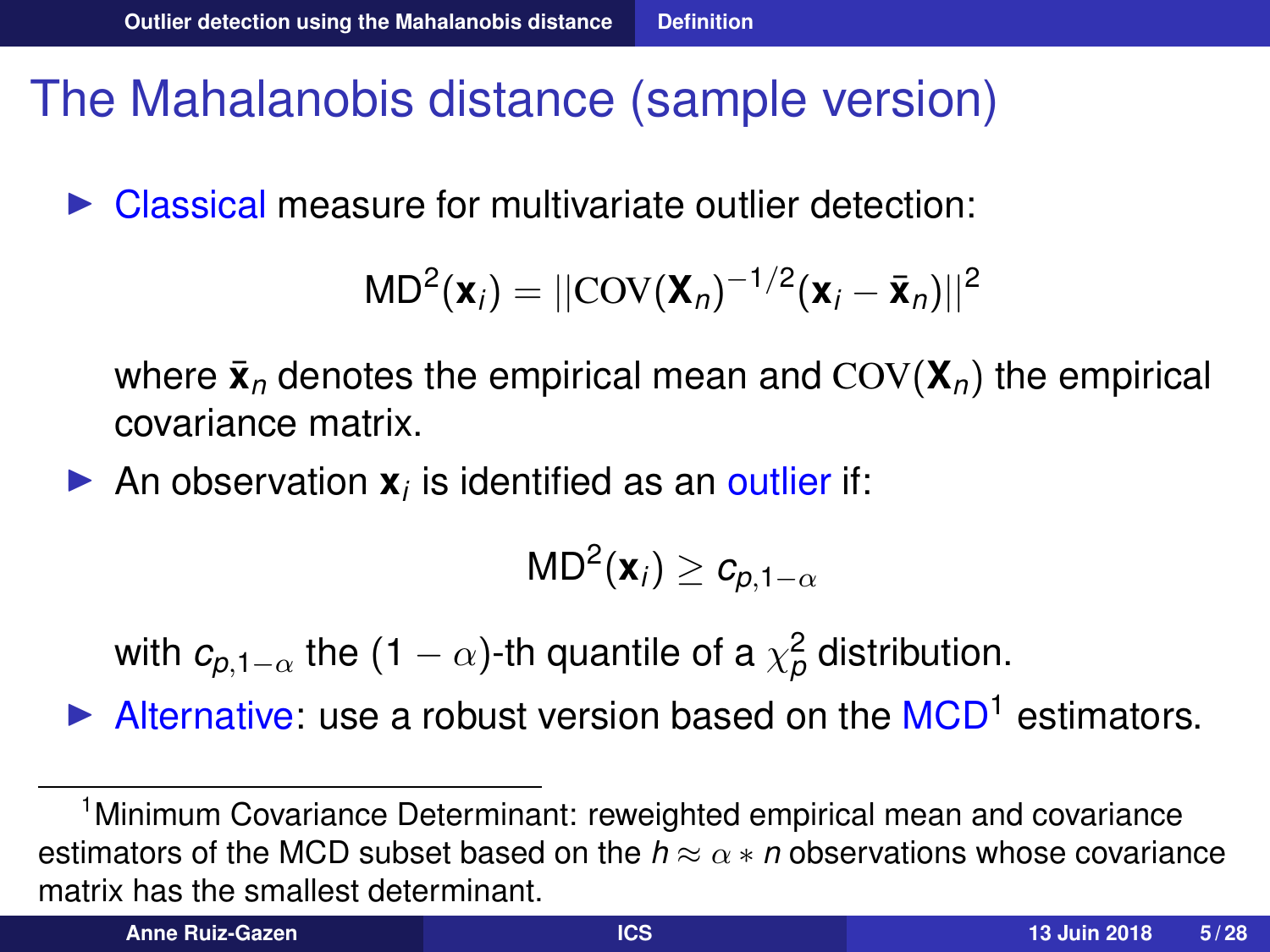# The Mahalanobis distance (sample version)

- Classical measure for multivariate outlier detection:

$$\mathrm{MD}^2(\mathbf{x}_i) = ||\mathrm{COV}(\mathbf{X}_n)^{-1/2}(\mathbf{x}_i - \bar{\mathbf{x}}_n)||^2$$

  where $\bar{\mathbf{x}}_n$ denotes the empirical mean and $\mathrm{COV}(\mathbf{X}_n)$ the empirical covariance matrix.

- An observation $\mathbf{x}_i$ is identified as an outlier if:

$$\mathrm{MD}^2(\mathbf{x}_i) \geq c_{p,1-\alpha}$$

  with $c_{p,1-\alpha}$ the $(1-\alpha)$-th quantile of a $\chi^2_p$ distribution.

- Alternative: use a robust version based on the MCD[1] estimators.

[1] Minimum Covariance Determinant: reweighted empirical mean and covariance estimators of the MCD subset based on the $h \approx \alpha * n$ observations whose covariance matrix has the smallest determinant.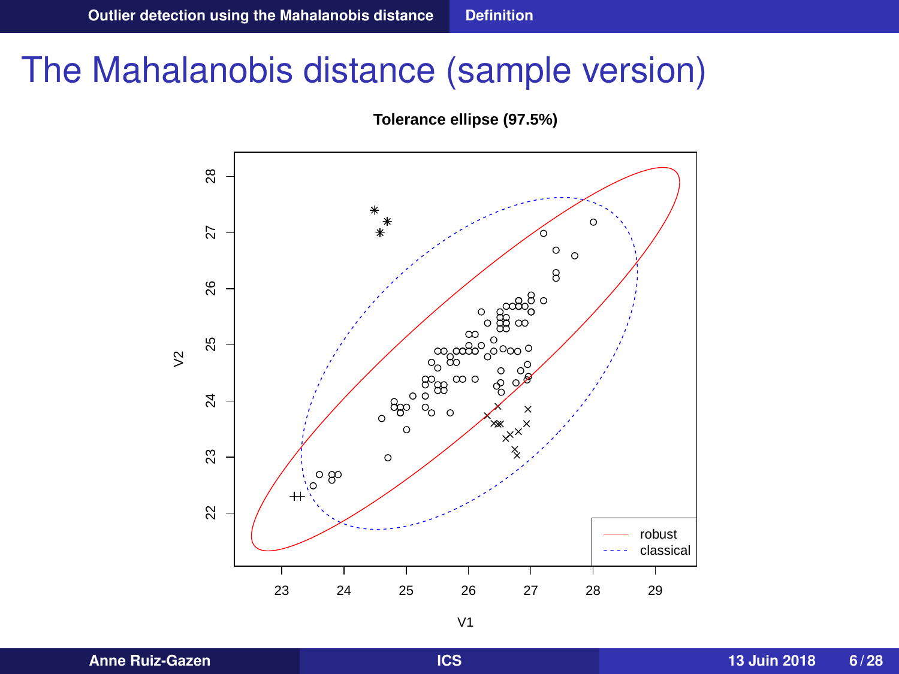# The Mahalanobis distance (sample version)

**Tolerance ellipse (97.5%)**

V2

V1

robust

classical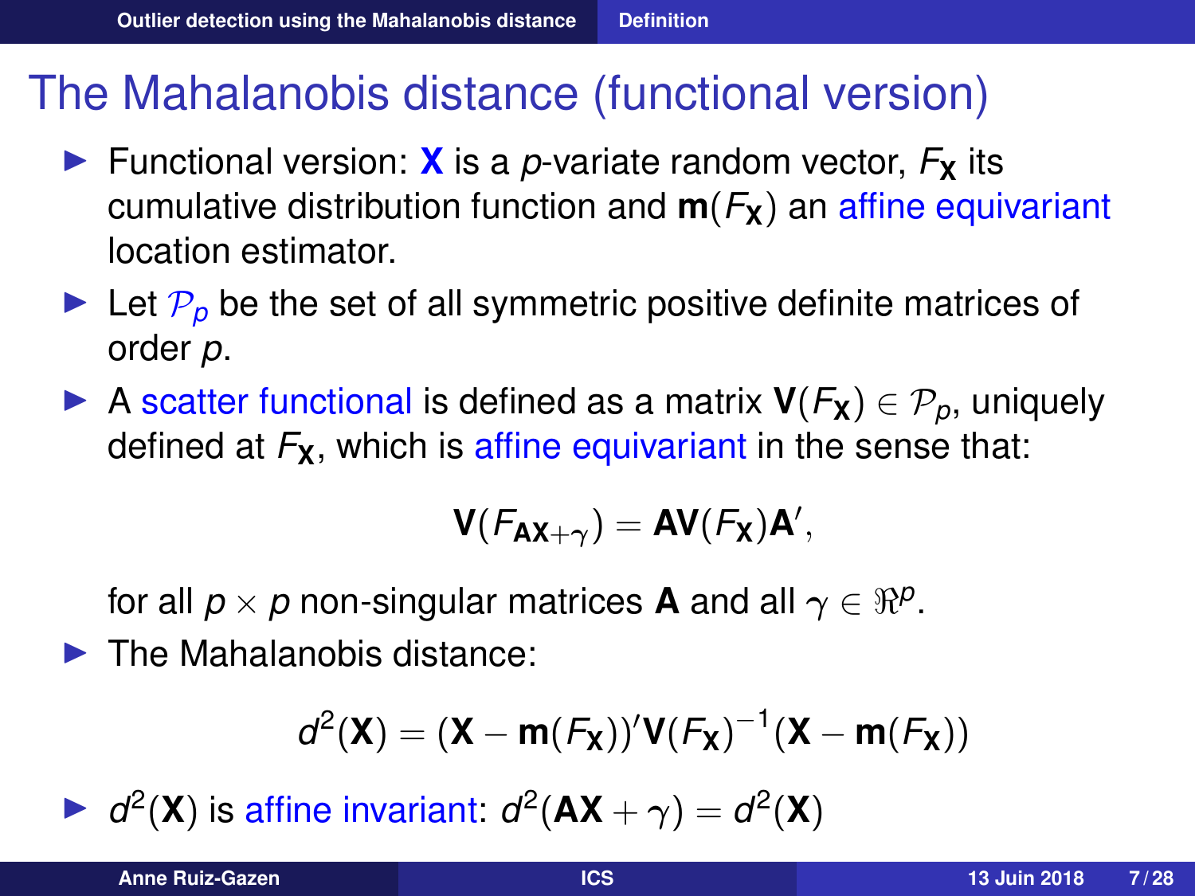# The Mahalanobis distance (functional version)

- Functional version: $\mathbf{X}$ is a $p$-variate random vector, $F_{\mathbf{X}}$ its cumulative distribution function and $\mathbf{m}(F_{\mathbf{X}})$ an affine equivariant location estimator.
- Let $\mathcal{P}_p$ be the set of all symmetric positive definite matrices of order $p$.
- A scatter functional is defined as a matrix $\mathbf{V}(F_{\mathbf{X}}) \in \mathcal{P}_p$, uniquely defined at $F_{\mathbf{X}}$, which is affine equivariant in the sense that:

$$\mathbf{V}(F_{\mathbf{AX}+\gamma}) = \mathbf{AV}(F_{\mathbf{X}})\mathbf{A}',$$

  for all $p \times p$ non-singular matrices $\mathbf{A}$ and all $\gamma \in \Re^p$.
- The Mahalanobis distance:

$$d^2(\mathbf{X}) = (\mathbf{X} - \mathbf{m}(F_{\mathbf{X}}))'\mathbf{V}(F_{\mathbf{X}})^{-1}(\mathbf{X} - \mathbf{m}(F_{\mathbf{X}}))$$

- $d^2(\mathbf{X})$ is affine invariant: $d^2(\mathbf{AX} + \gamma) = d^2(\mathbf{X})$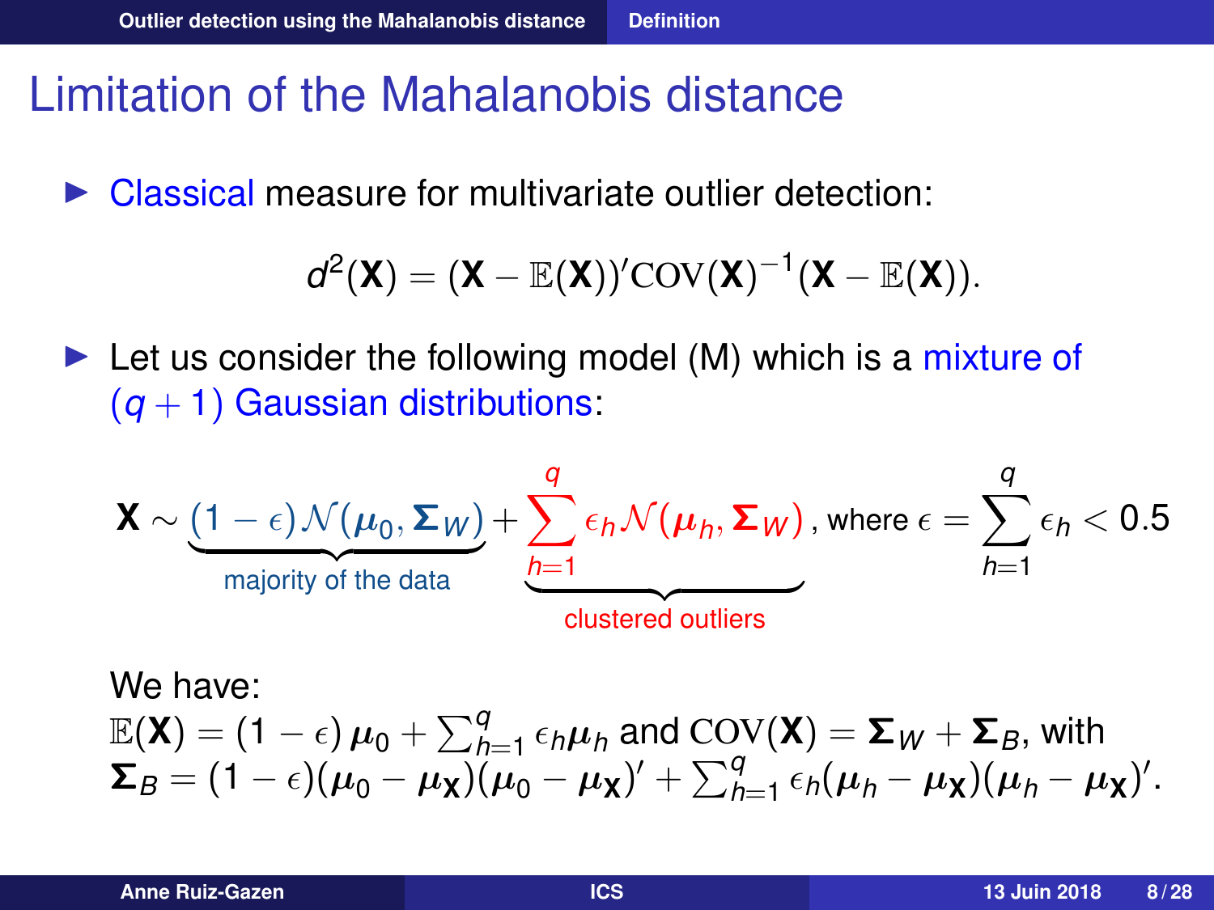# Limitation of the Mahalanobis distance

- Classical measure for multivariate outlier detection:

$$d^2(\mathbf{X}) = (\mathbf{X} - \mathbb{E}(\mathbf{X}))' \mathrm{COV}(\mathbf{X})^{-1} (\mathbf{X} - \mathbb{E}(\mathbf{X})).$$

- Let us consider the following model (M) which is a mixture of $(q+1)$ Gaussian distributions:

$$\mathbf{X} \sim \underbrace{(1-\epsilon)\mathcal{N}(\boldsymbol{\mu}_0, \boldsymbol{\Sigma}_W)}_{\text{majority of the data}} + \underbrace{\sum_{h=1}^{q} \epsilon_h \mathcal{N}(\boldsymbol{\mu}_h, \boldsymbol{\Sigma}_W)}_{\text{clustered outliers}}, \text{ where } \epsilon = \sum_{h=1}^{q} \epsilon_h < 0.5$$

We have:
$\mathbb{E}(\mathbf{X}) = (1-\epsilon)\,\boldsymbol{\mu}_0 + \sum_{h=1}^{q} \epsilon_h \boldsymbol{\mu}_h$ and $\mathrm{COV}(\mathbf{X}) = \boldsymbol{\Sigma}_W + \boldsymbol{\Sigma}_B$, with
$\boldsymbol{\Sigma}_B = (1-\epsilon)(\boldsymbol{\mu}_0 - \boldsymbol{\mu}_{\mathbf{X}})(\boldsymbol{\mu}_0 - \boldsymbol{\mu}_{\mathbf{X}})' + \sum_{h=1}^{q} \epsilon_h (\boldsymbol{\mu}_h - \boldsymbol{\mu}_{\mathbf{X}})(\boldsymbol{\mu}_h - \boldsymbol{\mu}_{\mathbf{X}})'$.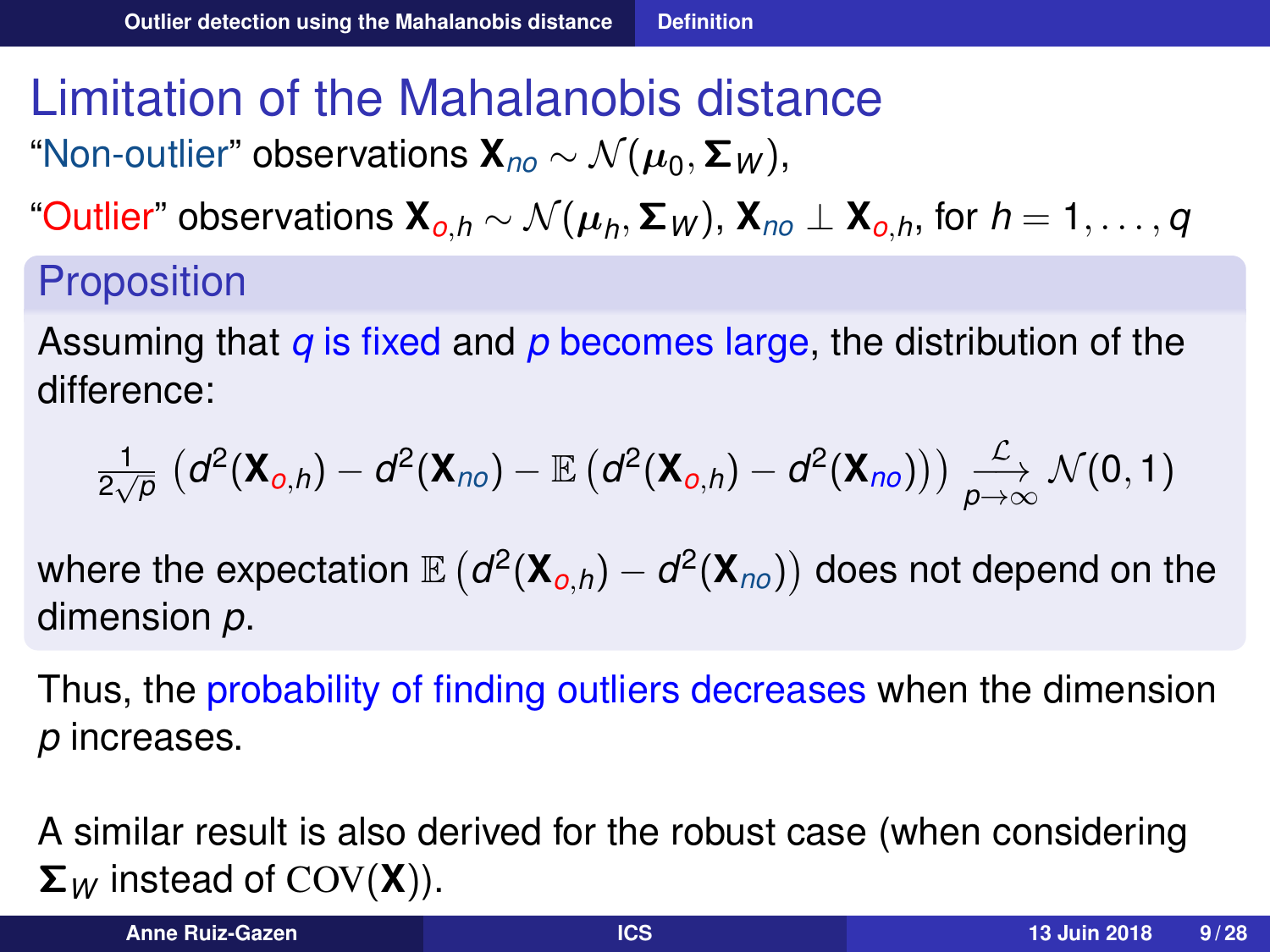# Limitation of the Mahalanobis distance

"Non-outlier" observations $\mathbf{X}_{no} \sim \mathcal{N}(\boldsymbol{\mu}_0, \boldsymbol{\Sigma}_W)$,

"Outlier" observations $\mathbf{X}_{o,h} \sim \mathcal{N}(\boldsymbol{\mu}_h, \boldsymbol{\Sigma}_W)$, $\mathbf{X}_{no} \perp \mathbf{X}_{o,h}$, for $h = 1, \ldots, q$

## Proposition

Assuming that $q$ is fixed and $p$ becomes large, the distribution of the difference:

$$\frac{1}{2\sqrt{p}} \left( d^2(\mathbf{X}_{o,h}) - d^2(\mathbf{X}_{no}) - \mathbb{E}\left( d^2(\mathbf{X}_{o,h}) - d^2(\mathbf{X}_{no}) \right) \right) \xrightarrow[p \to \infty]{\mathcal{L}} \mathcal{N}(0, 1)$$

where the expectation $\mathbb{E}\left( d^2(\mathbf{X}_{o,h}) - d^2(\mathbf{X}_{no}) \right)$ does not depend on the dimension $p$.

Thus, the probability of finding outliers decreases when the dimension $p$ increases.

A similar result is also derived for the robust case (when considering $\boldsymbol{\Sigma}_W$ instead of $\mathrm{COV}(\mathbf{X})$).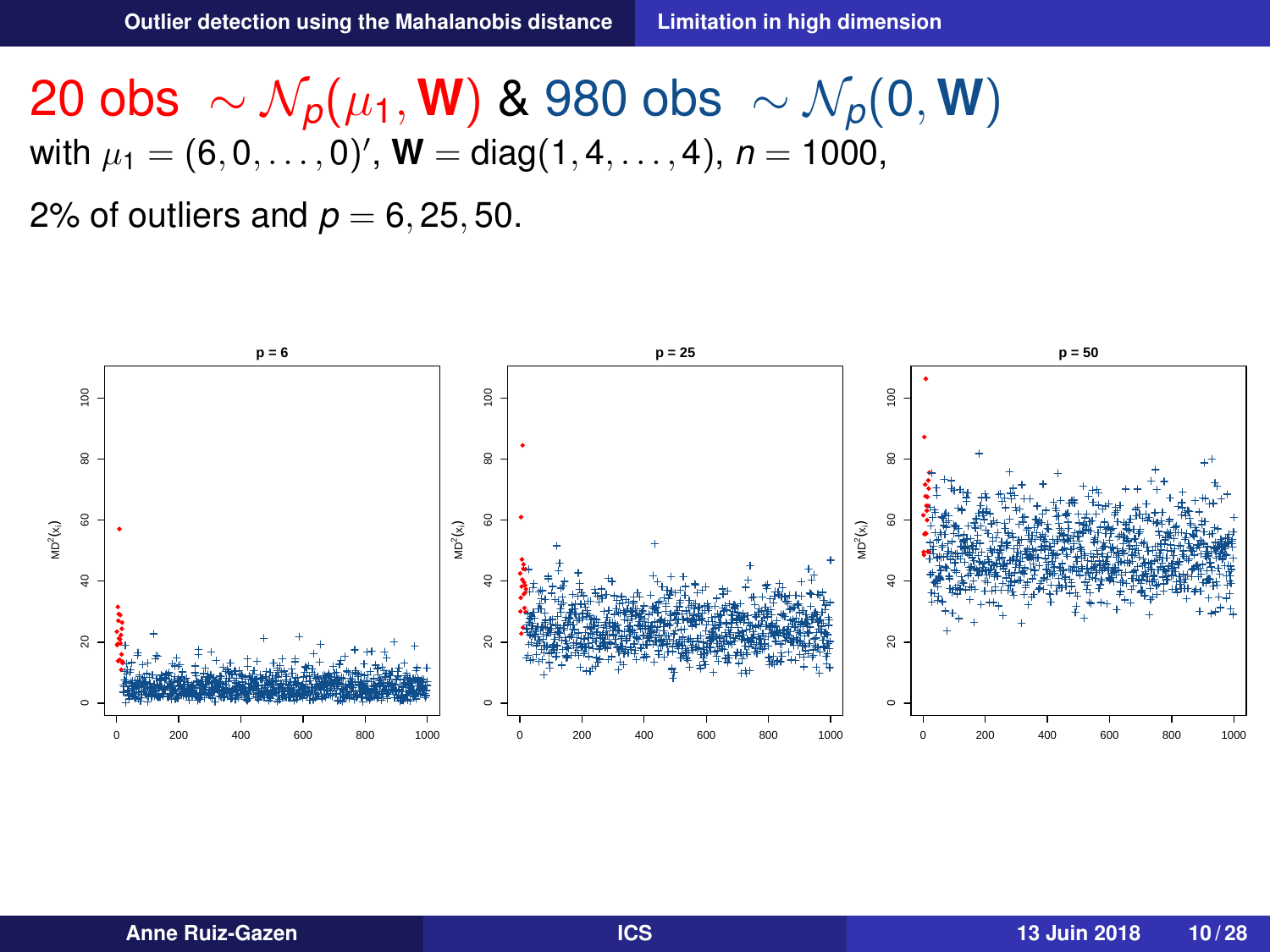20 obs $\sim \mathcal{N}_p(\mu_1, \mathbf{W})$ & 980 obs $\sim \mathcal{N}_p(0, \mathbf{W})$

with $\mu_1 = (6, 0, \ldots, 0)'$, $\mathbf{W} = \text{diag}(1, 4, \ldots, 4)$, $n = 1000$,

2% of outliers and $p = 6, 25, 50$.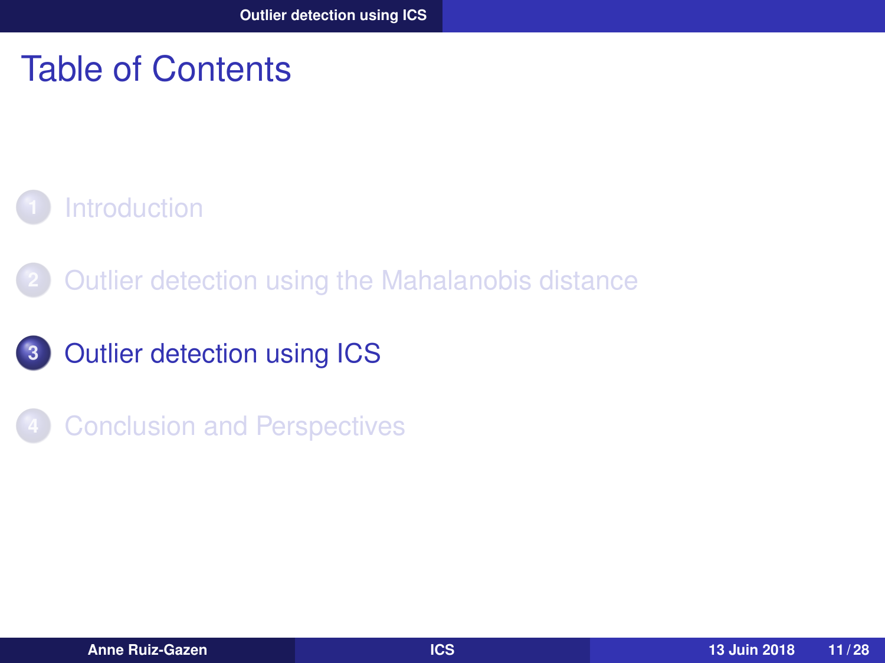# Table of Contents

1. Introduction
2. Outlier detection using the Mahalanobis distance
3. Outlier detection using ICS
4. Conclusion and Perspectives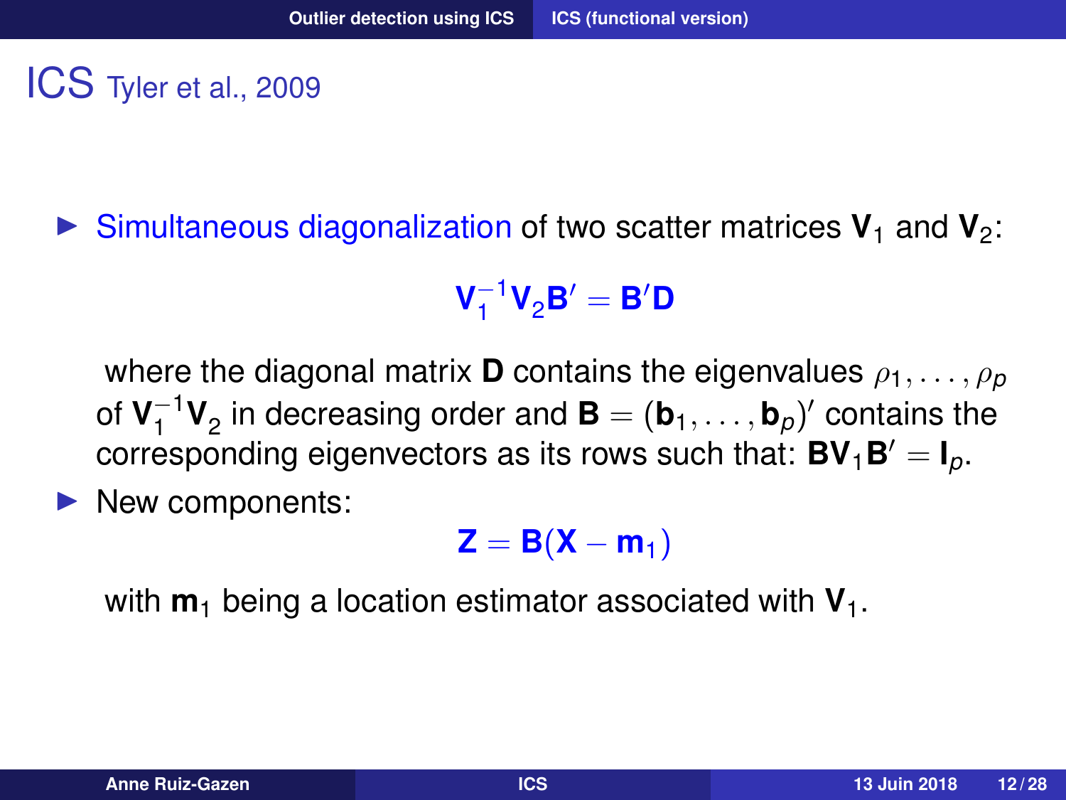# ICS Tyler et al., 2009

- Simultaneous diagonalization of two scatter matrices $\mathbf{V}_1$ and $\mathbf{V}_2$:

$$\mathbf{V}_1^{-1}\mathbf{V}_2\mathbf{B}' = \mathbf{B}'\mathbf{D}$$

  where the diagonal matrix $\mathbf{D}$ contains the eigenvalues $\rho_1, \ldots, \rho_p$ of $\mathbf{V}_1^{-1}\mathbf{V}_2$ in decreasing order and $\mathbf{B} = (\mathbf{b}_1, \ldots, \mathbf{b}_p)'$ contains the corresponding eigenvectors as its rows such that: $\mathbf{B}\mathbf{V}_1\mathbf{B}' = \mathbf{I}_p$.

- New components:

$$\mathbf{Z} = \mathbf{B}(\mathbf{X} - \mathbf{m}_1)$$

  with $\mathbf{m}_1$ being a location estimator associated with $\mathbf{V}_1$.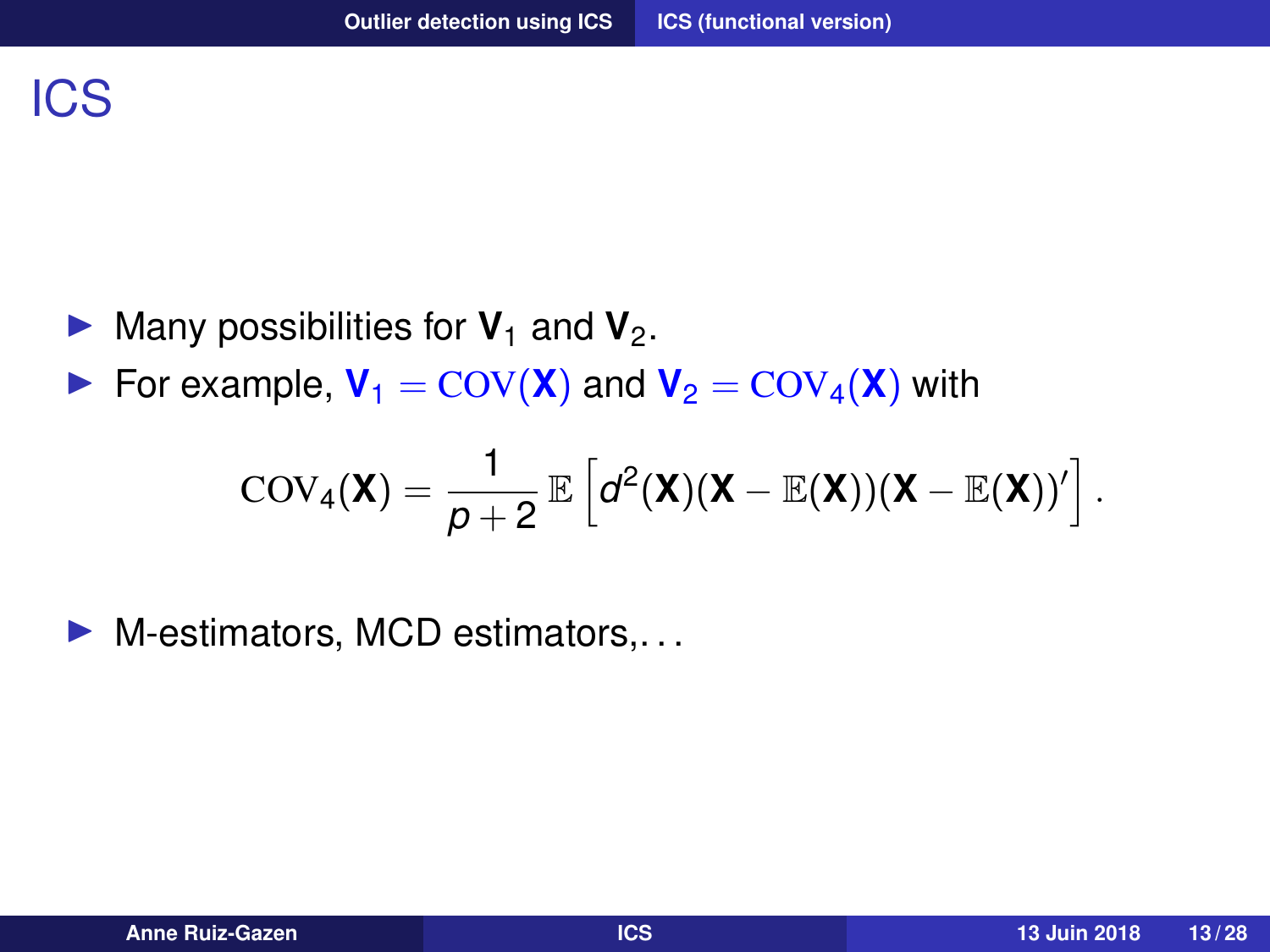# ICS

- Many possibilities for $\mathbf{V}_1$ and $\mathbf{V}_2$.
- For example, $\mathbf{V}_1 = \mathrm{COV}(\mathbf{X})$ and $\mathbf{V}_2 = \mathrm{COV}_4(\mathbf{X})$ with

$$\mathrm{COV}_4(\mathbf{X}) = \frac{1}{p+2}\,\mathbb{E}\left[d^2(\mathbf{X})(\mathbf{X}-\mathbb{E}(\mathbf{X}))(\mathbf{X}-\mathbb{E}(\mathbf{X}))'\right].$$

- M-estimators, MCD estimators,...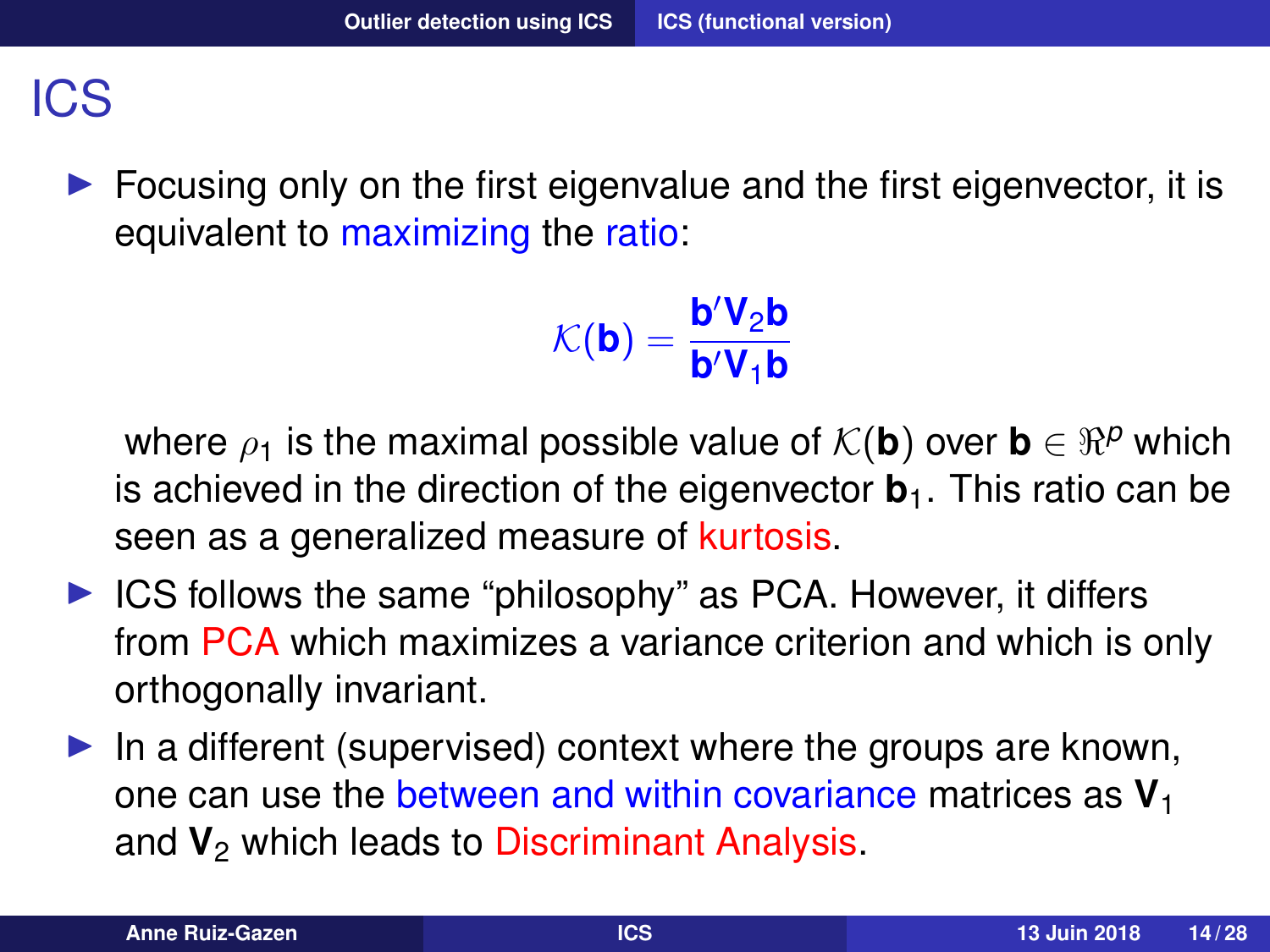# ICS

- Focusing only on the first eigenvalue and the first eigenvector, it is equivalent to maximizing the ratio:

$$\mathcal{K}(\mathbf{b}) = \frac{\mathbf{b}'\mathbf{V}_2\mathbf{b}}{\mathbf{b}'\mathbf{V}_1\mathbf{b}}$$

  where $\rho_1$ is the maximal possible value of $\mathcal{K}(\mathbf{b})$ over $\mathbf{b} \in \Re^p$ which is achieved in the direction of the eigenvector $\mathbf{b}_1$. This ratio can be seen as a generalized measure of kurtosis.

- ICS follows the same "philosophy" as PCA. However, it differs from PCA which maximizes a variance criterion and which is only orthogonally invariant.
- In a different (supervised) context where the groups are known, one can use the between and within covariance matrices as $\mathbf{V}_1$ and $\mathbf{V}_2$ which leads to Discriminant Analysis.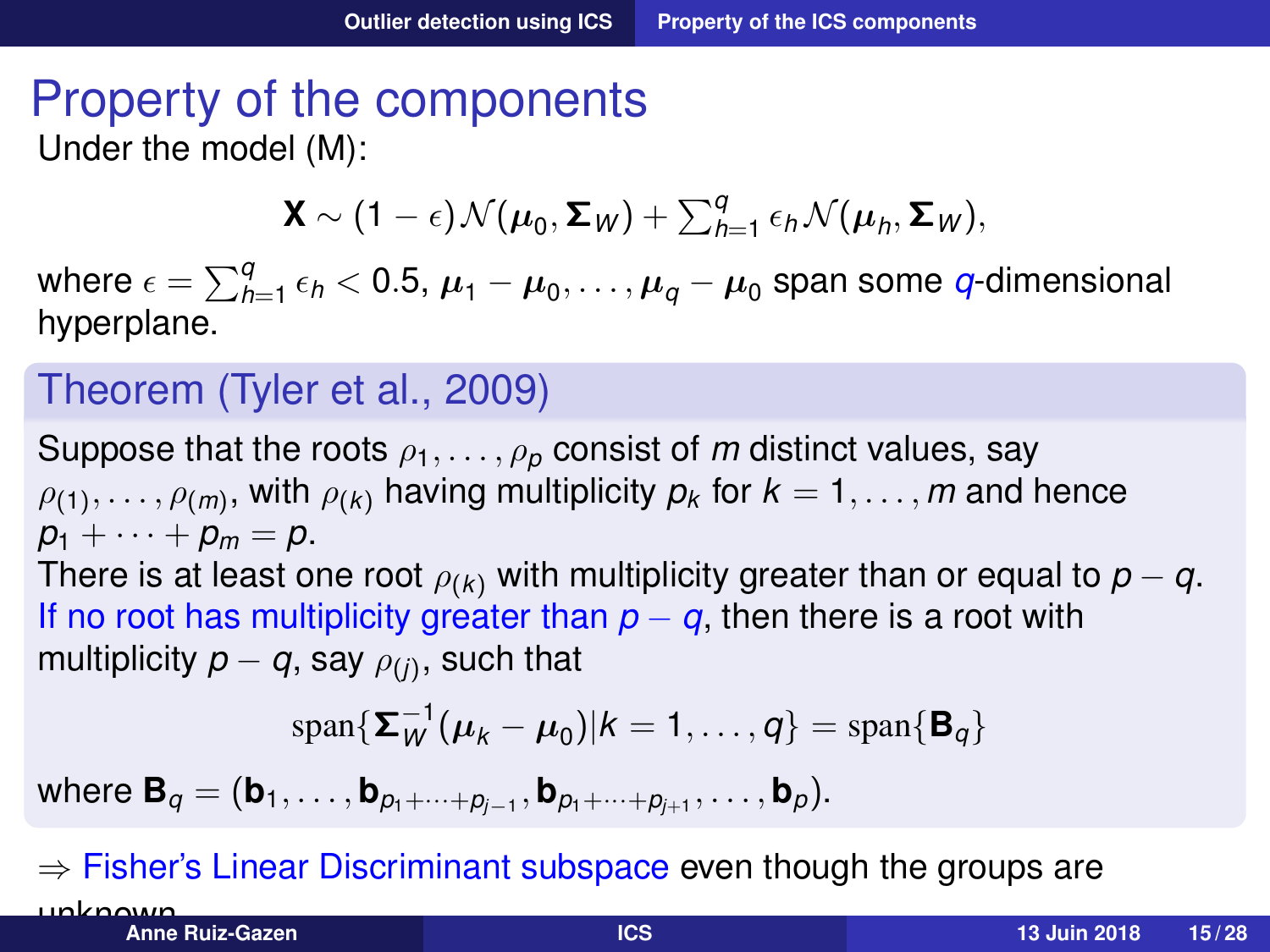# Property of the components

Under the model (M):

$$\mathbf{X} \sim (1-\epsilon)\mathcal{N}(\boldsymbol{\mu}_0, \boldsymbol{\Sigma}_W) + \sum_{h=1}^{q} \epsilon_h \mathcal{N}(\boldsymbol{\mu}_h, \boldsymbol{\Sigma}_W),$$

where $\epsilon = \sum_{h=1}^{q} \epsilon_h < 0.5$, $\boldsymbol{\mu}_1 - \boldsymbol{\mu}_0, \ldots, \boldsymbol{\mu}_q - \boldsymbol{\mu}_0$ span some $q$-dimensional hyperplane.

## Theorem (Tyler et al., 2009)

Suppose that the roots $\rho_1, \ldots, \rho_p$ consist of $m$ distinct values, say $\rho_{(1)}, \ldots, \rho_{(m)}$, with $\rho_{(k)}$ having multiplicity $p_k$ for $k = 1, \ldots, m$ and hence $p_1 + \cdots + p_m = p$.

There is at least one root $\rho_{(k)}$ with multiplicity greater than or equal to $p - q$.

If no root has multiplicity greater than $p - q$, then there is a root with multiplicity $p - q$, say $\rho_{(j)}$, such that

$$\mathrm{span}\{\boldsymbol{\Sigma}_W^{-1}(\boldsymbol{\mu}_k - \boldsymbol{\mu}_0) | k = 1, \ldots, q\} = \mathrm{span}\{\mathbf{B}_q\}$$

where $\mathbf{B}_q = (\mathbf{b}_1, \ldots, \mathbf{b}_{p_1 + \cdots + p_{j-1}}, \mathbf{b}_{p_1 + \cdots + p_{j+1}}, \ldots, \mathbf{b}_p)$.

$\Rightarrow$ Fisher's Linear Discriminant subspace even though the groups are unknown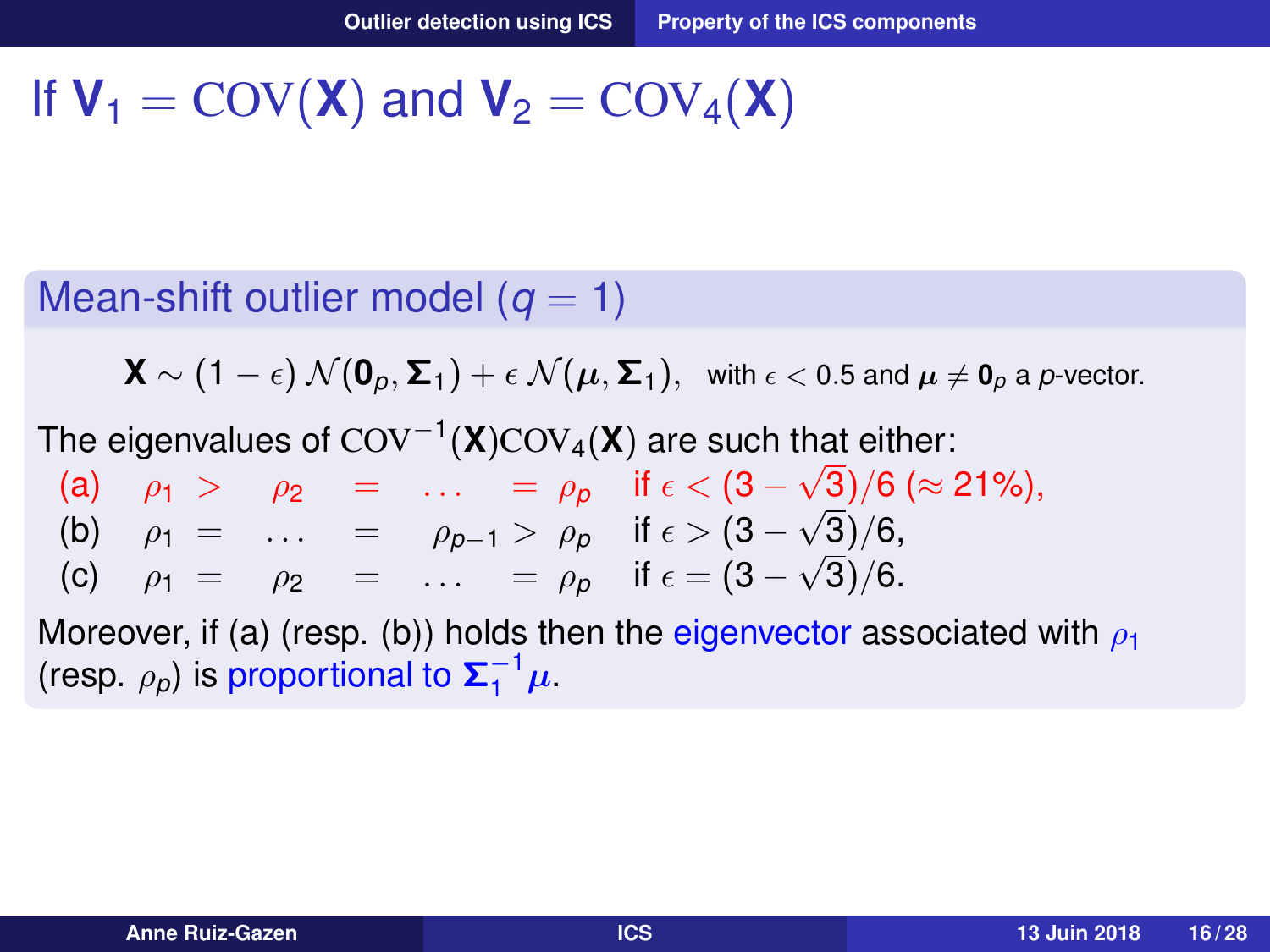# If $\mathbf{V}_1 = \mathrm{COV}(\mathbf{X})$ and $\mathbf{V}_2 = \mathrm{COV}_4(\mathbf{X})$

## Mean-shift outlier model ($q = 1$)

$$\mathbf{X} \sim (1-\epsilon)\,\mathcal{N}(\mathbf{0}_p, \mathbf{\Sigma}_1) + \epsilon\,\mathcal{N}(\boldsymbol{\mu}, \mathbf{\Sigma}_1), \quad \text{with } \epsilon < 0.5 \text{ and } \boldsymbol{\mu} \neq \mathbf{0}_p \text{ a } p\text{-vector.}$$

The eigenvalues of $\mathrm{COV}^{-1}(\mathbf{X})\mathrm{COV}_4(\mathbf{X})$ are such that either:

(a) $\rho_1 > \rho_2 = \ldots = \rho_p$ if $\epsilon < (3-\sqrt{3})/6$ ($\approx 21\%$),

(b) $\rho_1 = \ldots = \rho_{p-1} > \rho_p$ if $\epsilon > (3-\sqrt{3})/6$,

(c) $\rho_1 = \rho_2 = \ldots = \rho_p$ if $\epsilon = (3-\sqrt{3})/6$.

Moreover, if (a) (resp. (b)) holds then the eigenvector associated with $\rho_1$ (resp. $\rho_p$) is proportional to $\mathbf{\Sigma}_1^{-1}\boldsymbol{\mu}$.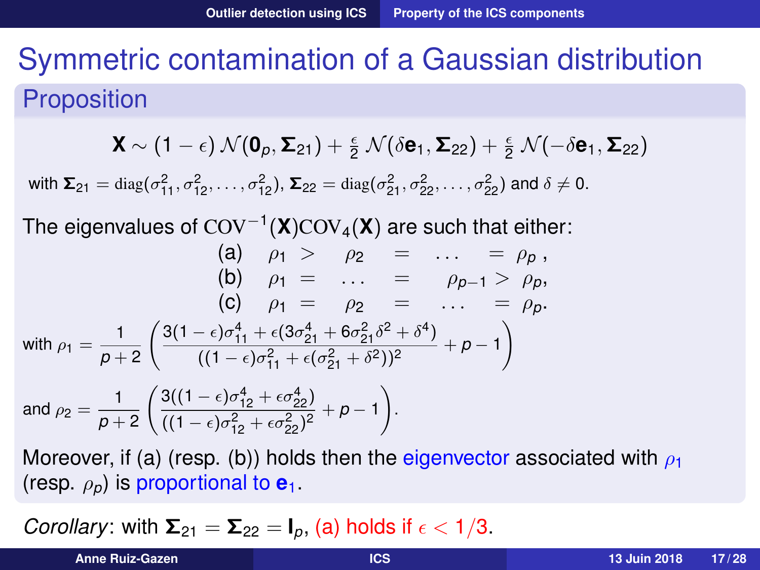# Symmetric contamination of a Gaussian distribution

## Proposition

$$\mathbf{X} \sim (1-\epsilon)\,\mathcal{N}(\mathbf{0}_p, \mathbf{\Sigma}_{21}) + \frac{\epsilon}{2}\,\mathcal{N}(\delta \mathbf{e}_1, \mathbf{\Sigma}_{22}) + \frac{\epsilon}{2}\,\mathcal{N}(-\delta \mathbf{e}_1, \mathbf{\Sigma}_{22})$$

with $\mathbf{\Sigma}_{21} = \mathrm{diag}(\sigma_{11}^2, \sigma_{12}^2, \ldots, \sigma_{12}^2)$, $\mathbf{\Sigma}_{22} = \mathrm{diag}(\sigma_{21}^2, \sigma_{22}^2, \ldots, \sigma_{22}^2)$ and $\delta \neq 0$.

The eigenvalues of $\mathrm{COV}^{-1}(\mathbf{X})\mathrm{COV}_4(\mathbf{X})$ are such that either:

(a) $\rho_1 > \rho_2 = \ldots = \rho_p$ ,
(b) $\rho_1 = \ldots = \rho_{p-1} > \rho_p$,
(c) $\rho_1 = \rho_2 = \ldots = \rho_p$.

with $\rho_1 = \dfrac{1}{p+2}\left(\dfrac{3(1-\epsilon)\sigma_{11}^4 + \epsilon(3\sigma_{21}^4 + 6\sigma_{21}^2\delta^2 + \delta^4)}{((1-\epsilon)\sigma_{11}^2 + \epsilon(\sigma_{21}^2 + \delta^2))^2} + p - 1\right)$

and $\rho_2 = \dfrac{1}{p+2}\left(\dfrac{3((1-\epsilon)\sigma_{12}^4 + \epsilon\sigma_{22}^4)}{((1-\epsilon)\sigma_{12}^2 + \epsilon\sigma_{22}^2)^2} + p - 1\right)$.

Moreover, if (a) (resp. (b)) holds then the eigenvector associated with $\rho_1$ (resp. $\rho_p$) is proportional to $\mathbf{e}_1$.

*Corollary*: with $\mathbf{\Sigma}_{21} = \mathbf{\Sigma}_{22} = \mathbf{I}_p$, (a) holds if $\epsilon < 1/3$.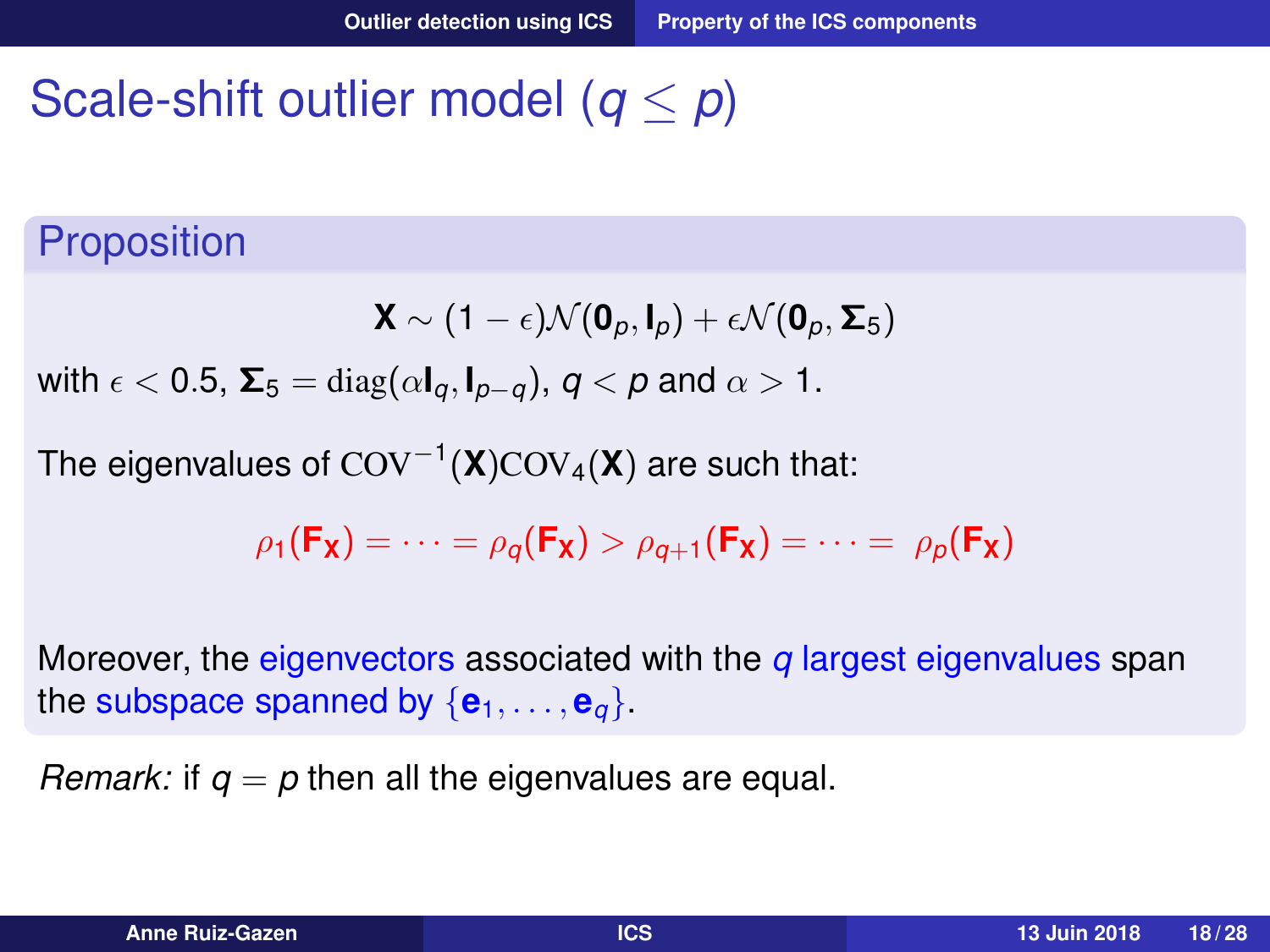# Scale-shift outlier model ($q \leq p$)

## Proposition

$$\mathbf{X} \sim (1-\epsilon)\mathcal{N}(\mathbf{0}_p, \mathbf{I}_p) + \epsilon\mathcal{N}(\mathbf{0}_p, \mathbf{\Sigma}_5)$$

with $\epsilon < 0.5$, $\mathbf{\Sigma}_5 = \mathrm{diag}(\alpha \mathbf{I}_q, \mathbf{I}_{p-q})$, $q < p$ and $\alpha > 1$.

The eigenvalues of $\mathrm{COV}^{-1}(\mathbf{X})\mathrm{COV}_4(\mathbf{X})$ are such that:

$$\rho_1(\mathbf{F_X}) = \cdots = \rho_q(\mathbf{F_X}) > \rho_{q+1}(\mathbf{F_X}) = \cdots = \rho_p(\mathbf{F_X})$$

Moreover, the eigenvectors associated with the $q$ largest eigenvalues span the subspace spanned by $\{\mathbf{e}_1, \ldots, \mathbf{e}_q\}$.

*Remark:* if $q = p$ then all the eigenvalues are equal.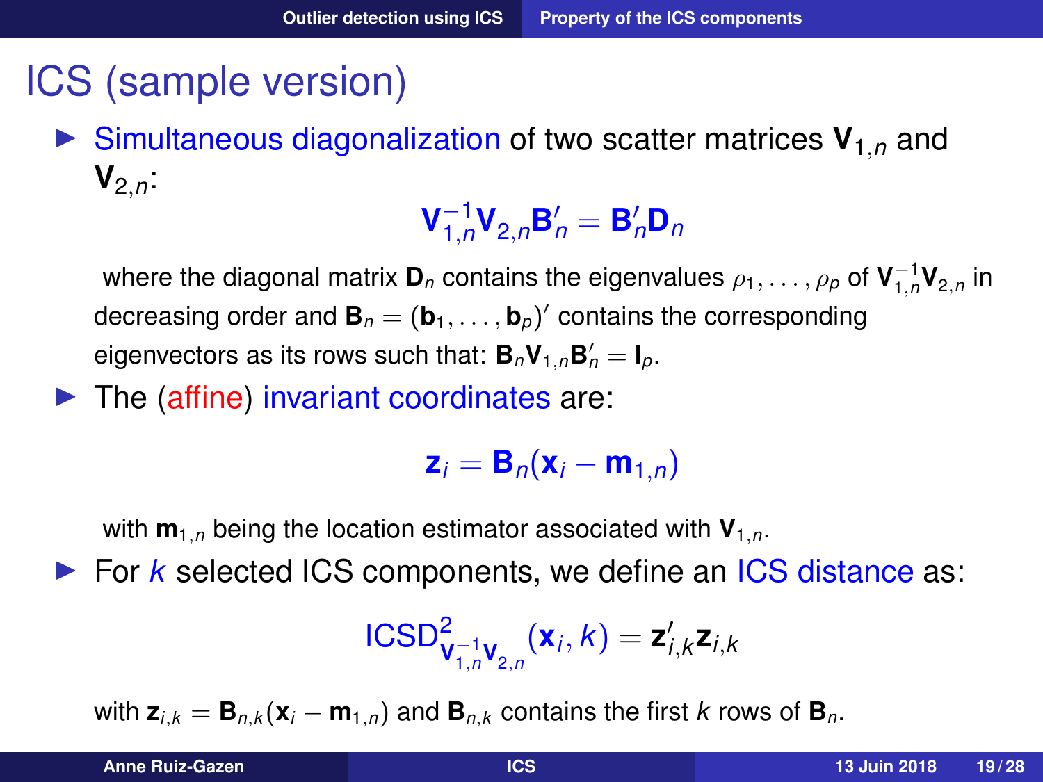# ICS (sample version)

- Simultaneous diagonalization of two scatter matrices $\mathbf{V}_{1,n}$ and $\mathbf{V}_{2,n}$:

$$\mathbf{V}_{1,n}^{-1}\mathbf{V}_{2,n}\mathbf{B}_n' = \mathbf{B}_n'\mathbf{D}_n$$

where the diagonal matrix $\mathbf{D}_n$ contains the eigenvalues $\rho_1, \ldots, \rho_p$ of $\mathbf{V}_{1,n}^{-1}\mathbf{V}_{2,n}$ in decreasing order and $\mathbf{B}_n = (\mathbf{b}_1, \ldots, \mathbf{b}_p)'$ contains the corresponding eigenvectors as its rows such that: $\mathbf{B}_n\mathbf{V}_{1,n}\mathbf{B}_n' = \mathbf{I}_p$.

- The (affine) invariant coordinates are:

$$\mathbf{z}_i = \mathbf{B}_n(\mathbf{x}_i - \mathbf{m}_{1,n})$$

with $\mathbf{m}_{1,n}$ being the location estimator associated with $\mathbf{V}_{1,n}$.

- For $k$ selected ICS components, we define an ICS distance as:

$$\text{ICSD}^2_{\mathbf{V}_{1,n}^{-1}\mathbf{V}_{2,n}}(\mathbf{x}_i, k) = \mathbf{z}_{i,k}'\mathbf{z}_{i,k}$$

with $\mathbf{z}_{i,k} = \mathbf{B}_{n,k}(\mathbf{x}_i - \mathbf{m}_{1,n})$ and $\mathbf{B}_{n,k}$ contains the first $k$ rows of $\mathbf{B}_n$.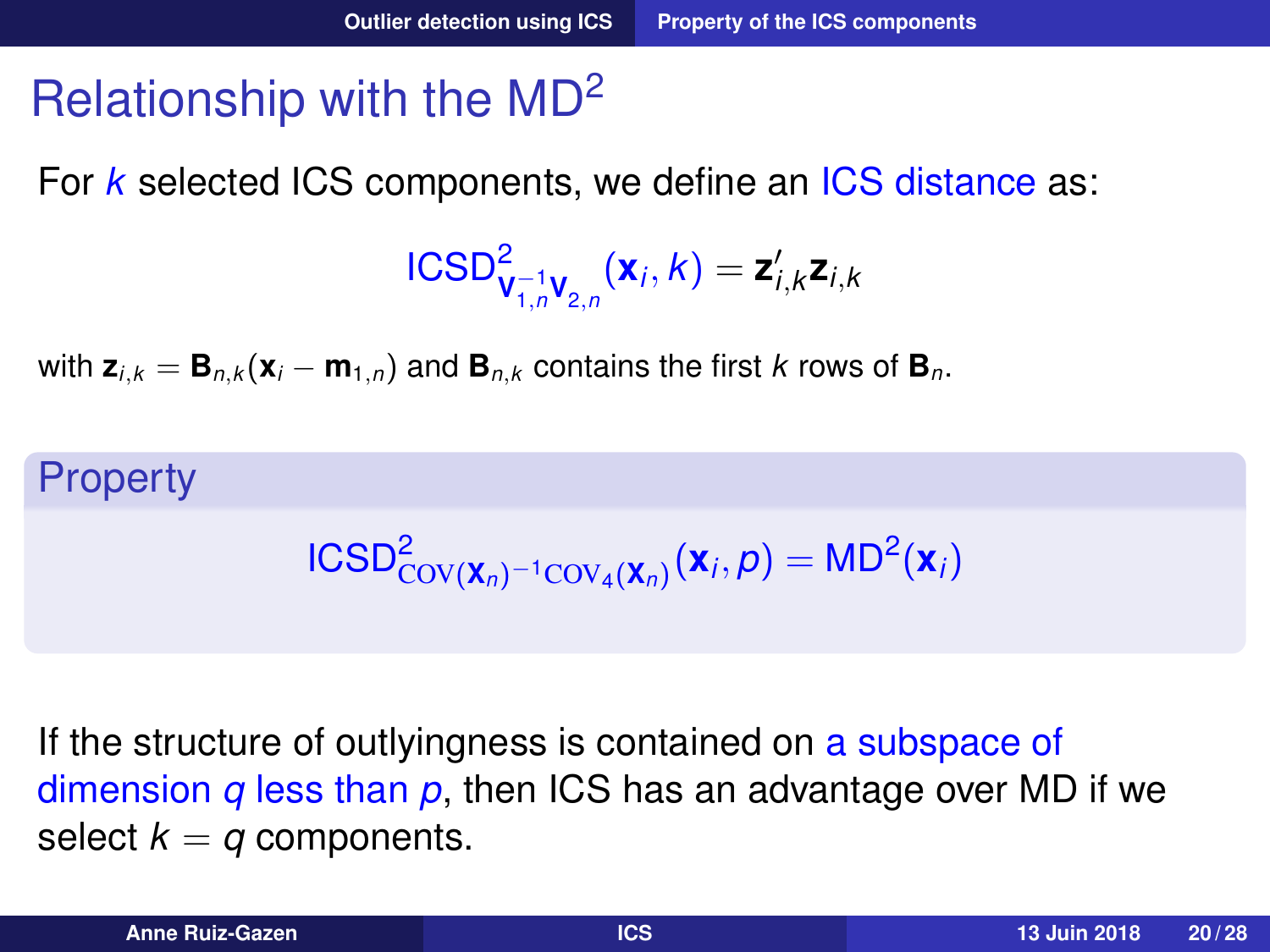# Relationship with the MD$^2$

For $k$ selected ICS components, we define an ICS distance as:

$$\text{ICSD}^2_{\mathbf{V}_{1,n}^{-1}\mathbf{V}_{2,n}}(\mathbf{x}_i, k) = \mathbf{z}'_{i,k}\mathbf{z}_{i,k}$$

with $\mathbf{z}_{i,k} = \mathbf{B}_{n,k}(\mathbf{x}_i - \mathbf{m}_{1,n})$ and $\mathbf{B}_{n,k}$ contains the first $k$ rows of $\mathbf{B}_n$.

**Property**

$$\text{ICSD}^2_{\text{COV}(\mathbf{X}_n)^{-1}\text{COV}_4(\mathbf{X}_n)}(\mathbf{x}_i, p) = \text{MD}^2(\mathbf{x}_i)$$

If the structure of outlyingness is contained on a subspace of dimension $q$ less than $p$, then ICS has an advantage over MD if we select $k = q$ components.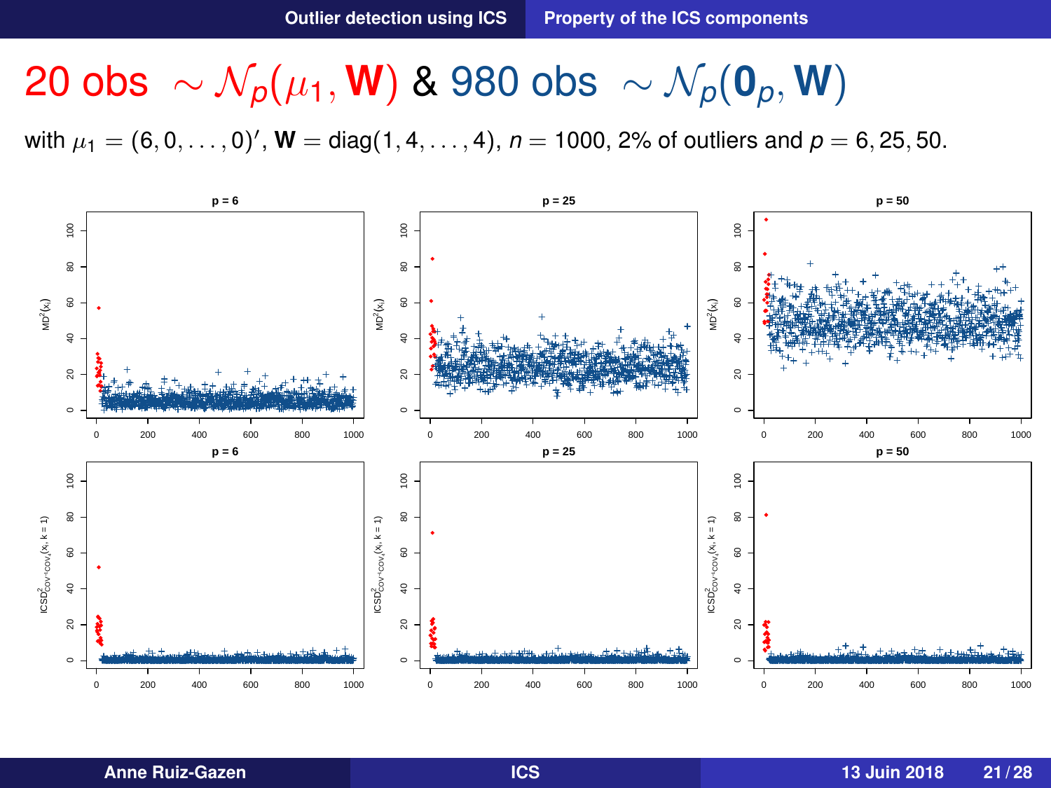# 20 obs $\sim \mathcal{N}_p(\mu_1, \mathbf{W})$ & 980 obs $\sim \mathcal{N}_p(\mathbf{0}_p, \mathbf{W})$

with $\mu_1 = (6, 0, \ldots, 0)'$, $\mathbf{W} = \text{diag}(1, 4, \ldots, 4)$, $n = 1000$, 2% of outliers and $p = 6, 25, 50$.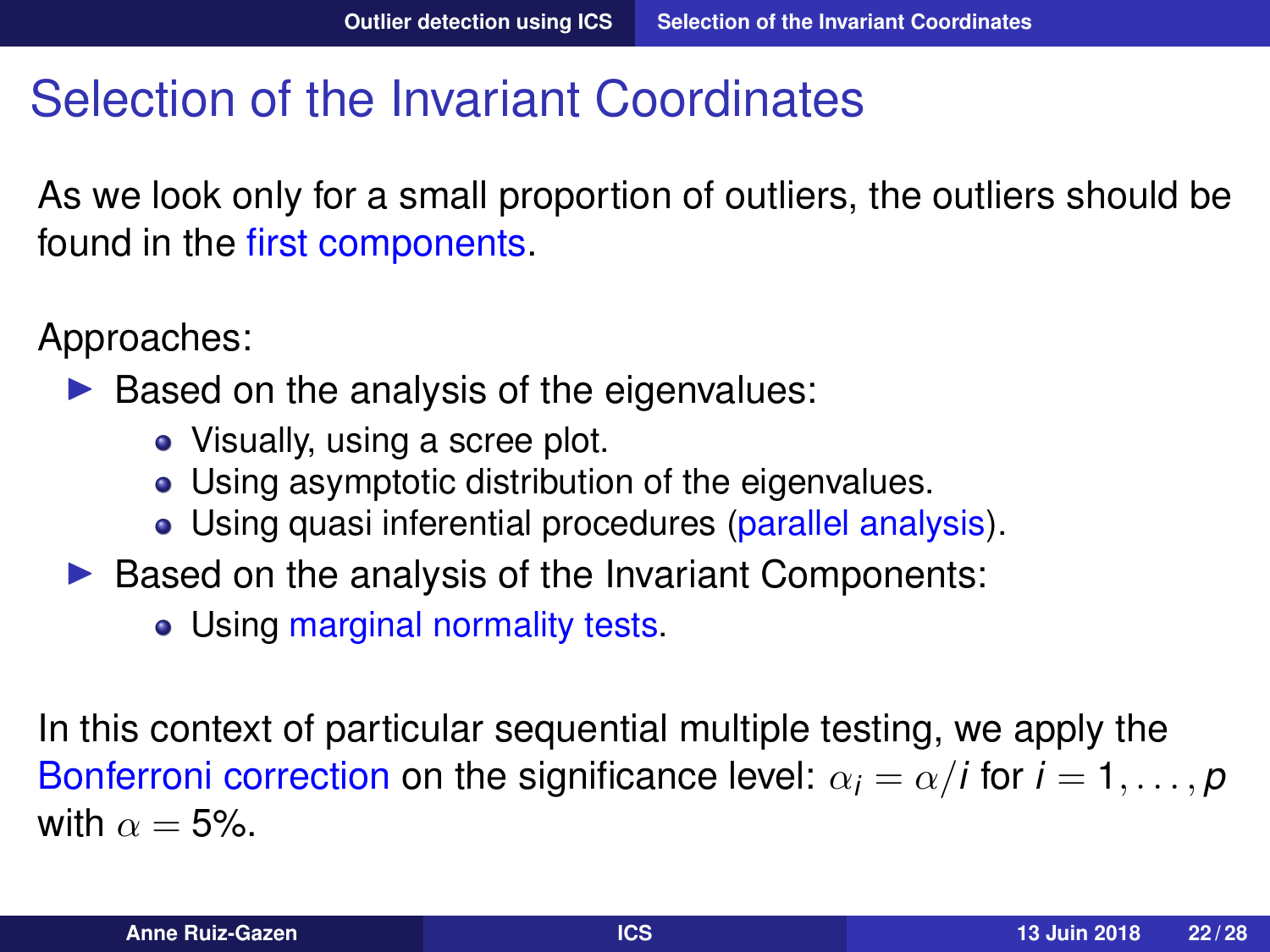# Selection of the Invariant Coordinates

As we look only for a small proportion of outliers, the outliers should be found in the first components.

Approaches:

- Based on the analysis of the eigenvalues:
  - Visually, using a scree plot.
  - Using asymptotic distribution of the eigenvalues.
  - Using quasi inferential procedures (parallel analysis).
- Based on the analysis of the Invariant Components:
  - Using marginal normality tests.

In this context of particular sequential multiple testing, we apply the Bonferroni correction on the significance level: $\alpha_i = \alpha / i$ for $i = 1, \ldots, p$ with $\alpha = 5\%$.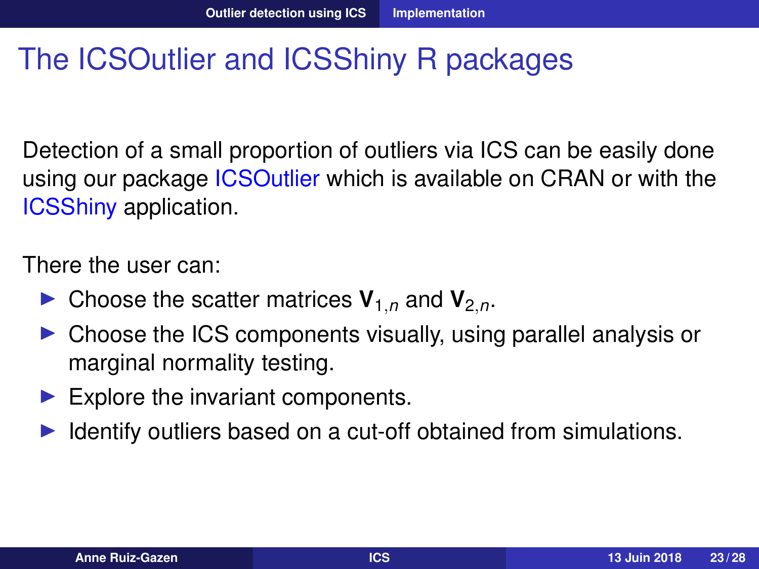# The ICSOutlier and ICSShiny R packages

Detection of a small proportion of outliers via ICS can be easily done using our package ICSOutlier which is available on CRAN or with the ICSShiny application.

There the user can:

- Choose the scatter matrices $\mathbf{V}_{1,n}$ and $\mathbf{V}_{2,n}$.
- Choose the ICS components visually, using parallel analysis or marginal normality testing.
- Explore the invariant components.
- Identify outliers based on a cut-off obtained from simulations.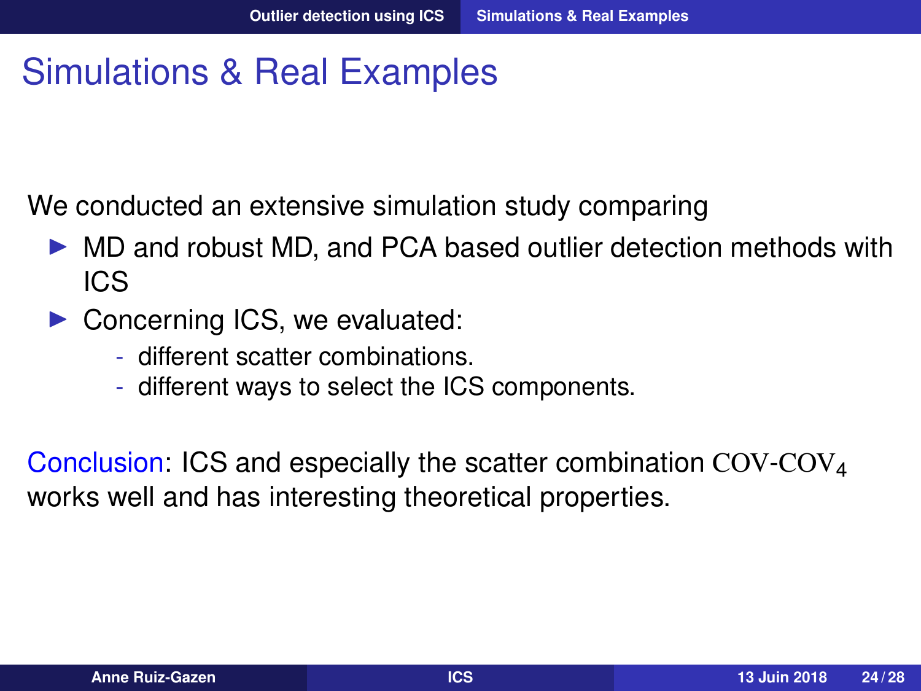# Simulations & Real Examples

We conducted an extensive simulation study comparing

- MD and robust MD, and PCA based outlier detection methods with ICS
- Concerning ICS, we evaluated:
  - different scatter combinations.
  - different ways to select the ICS components.

Conclusion: ICS and especially the scatter combination $\mathrm{COV}\text{-}\mathrm{COV}_4$ works well and has interesting theoretical properties.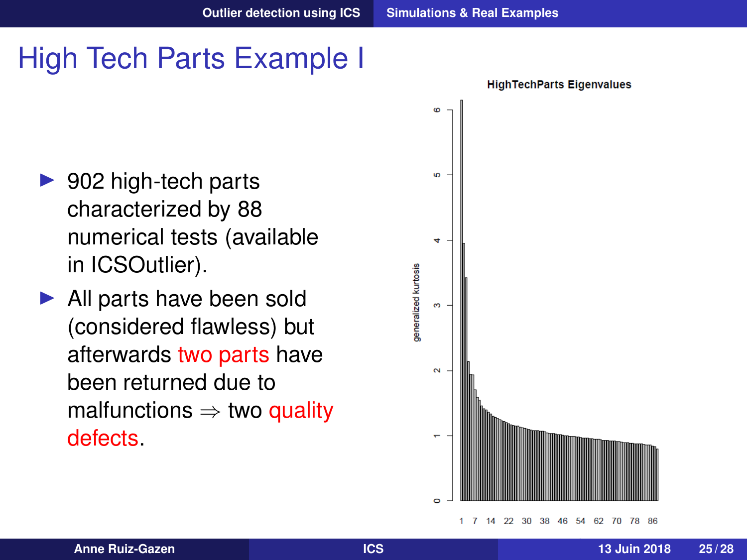# High Tech Parts Example I

- 902 high-tech parts characterized by 88 numerical tests (available in ICSOutlier).
- All parts have been sold (considered flawless) but afterwards two parts have been returned due to malfunctions ⇒ two quality defects.

HighTechParts Eigenvalues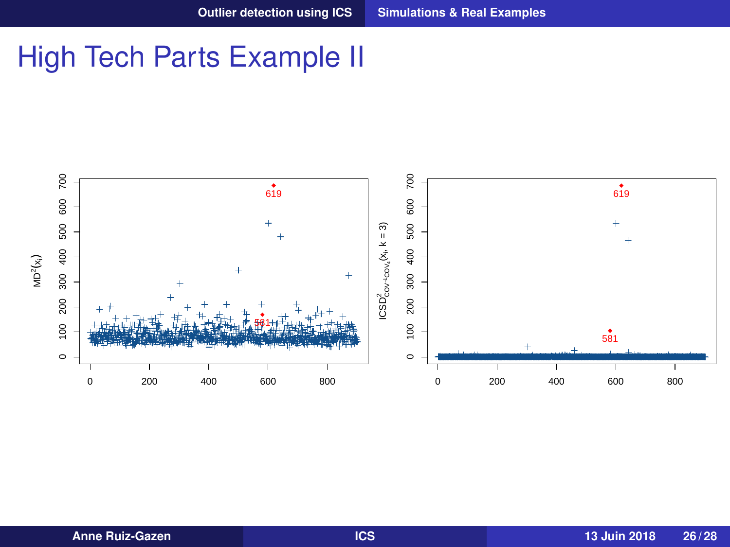# High Tech Parts Example II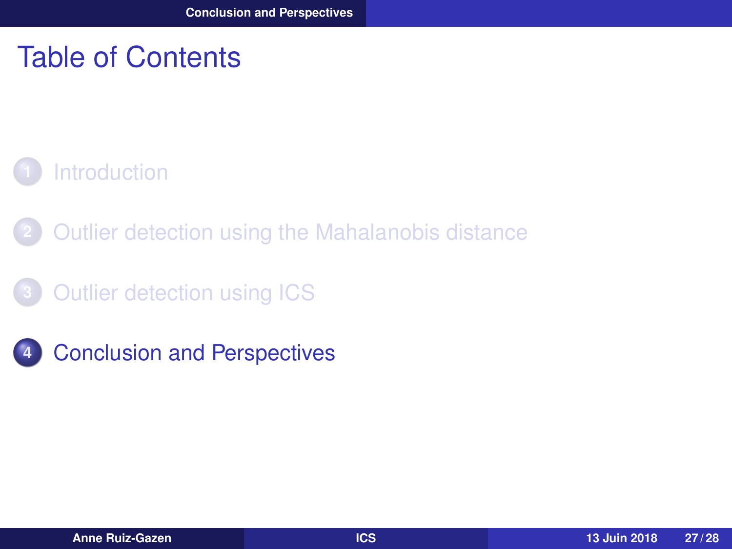# Table of Contents

1. Introduction
2. Outlier detection using the Mahalanobis distance
3. Outlier detection using ICS
4. Conclusion and Perspectives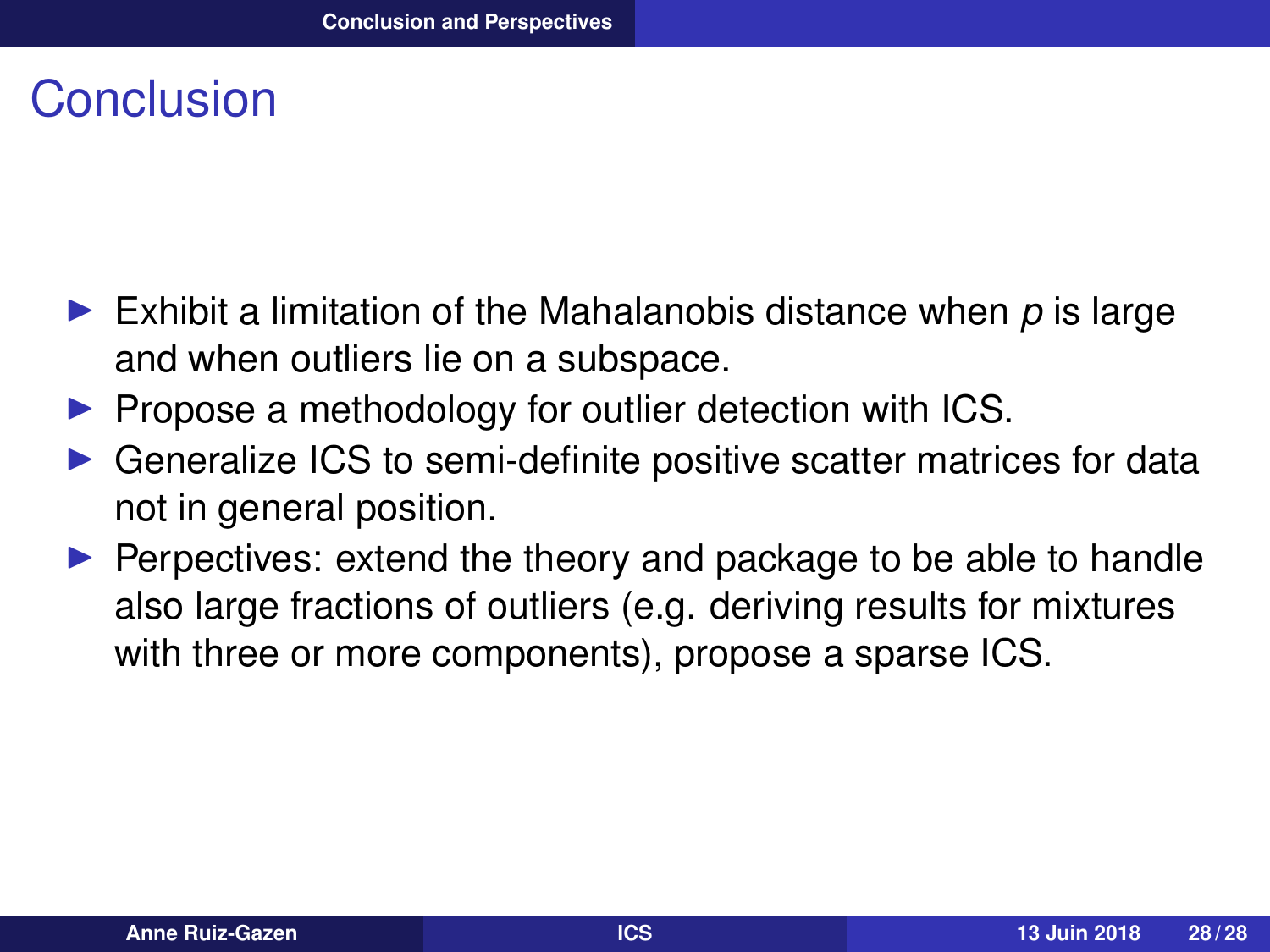# Conclusion

- Exhibit a limitation of the Mahalanobis distance when $p$ is large and when outliers lie on a subspace.
- Propose a methodology for outlier detection with ICS.
- Generalize ICS to semi-definite positive scatter matrices for data not in general position.
- Perpectives: extend the theory and package to be able to handle also large fractions of outliers (e.g. deriving results for mixtures with three or more components), propose a sparse ICS.